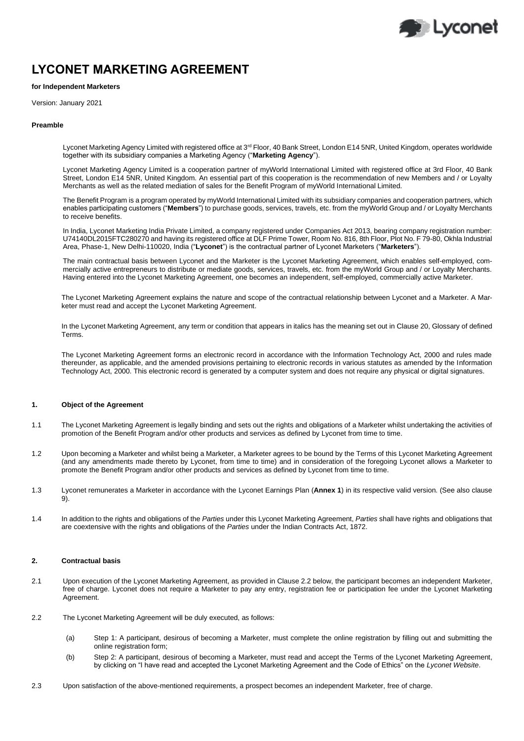# LYCONET MARKETING AGREEMENT

**for Independent Marketers**

Version: January 2021

**Preamble**

Lyconet Marketing Agency Limited with registered office at 3rd Floor, 40 Bank Street, London E14 5NR, United Kingdom, operates worldwide together with its subsidiary companies a Marketing Agency ("**Marketing Agency**").

Lyconet Marketing Agency Limited is a cooperation partner of myWorld International Limited with registered office at 3rd Floor, 40 Bank Street, London E14 5NR, United Kingdom. An essential part of this cooperation is the recommendation of new Members and / or Loyalty Merchants as well as the related mediation of sales for the Benefit Program of myWorld International Limited.

The Benefit Program is a program operated by myWorld International Limited with its subsidiary companies and cooperation partners, which enables participating customers ("**Members**") to purchase goods, services, travels, etc. from the myWorld Group and / or Loyalty Merchants to receive benefits.

In India, Lyconet Marketing India Private Limited, a company registered under Companies Act 2013, bearing company registration number: U74140DL2015FTC280270 and having its registered office at DLF Prime Tower, Room No. 816, 8th Floor, Plot No. F 79-80, Okhla Industrial Area, Phase-1, New Delhi-110020, India ("**Lyconet**") is the contractual partner of Lyconet Marketers ("**Marketers**").

The main contractual basis between Lyconet and the Marketer is the Lyconet Marketing Agreement, which enables self-employed, commercially active entrepreneurs to distribute or mediate goods, services, travels, etc. from the myWorld Group and / or Loyalty Merchants. Having entered into the Lyconet Marketing Agreement, one becomes an independent, self-employed, commercially active Marketer.

The Lyconet Marketing Agreement explains the nature and scope of the contractual relationship between Lyconet and a Marketer. A Marketer must read and accept the Lyconet Marketing Agreement.

In the Lyconet Marketing Agreement, any term or condition that appears in italics has the meaning set out in Clause 20, Glossary of defined Terms.

The Lyconet Marketing Agreement forms an electronic record in accordance with the Information Technology Act, 2000 and rules made thereunder, as applicable, and the amended provisions pertaining to electronic records in various statutes as amended by the Information Technology Act, 2000. This electronic record is generated by a computer system and does not require any physical or digital signatures.

## 1. Object of the Agreement

1.1 The Lyconet Marketing Agreement is legally binding and sets out the rights and obligations of a Marketer whilst undertaking the activities of promotion of the Benefit Program and/or other products and services as defined by Lyconet from time to time.

1.2 Upon becoming a Marketer and whilst being a Marketer, a Marketer agrees to be bound by the Terms of this Lyconet Marketing Agreement (and any amendments made thereto by Lyconet, from time to time) and in consideration of the foregoing Lyconet allows a Marketer to promote the Benefit Program and/or other products and services as defined by Lyconet from time to time.

1.3 Lyconet remunerates a Marketer in accordance with the Lyconet Earnings Plan (**Annex 1**) in its respective valid version. (See also clause 9).

1.4 In addition to the rights and obligations of the *Parties* under this Lyconet Marketing Agreement, *Parties* shall have rights and obligations that are coextensive with the rights and obligations of the *Parties* under the Indian Contracts Act, 1872.

## 2. Contractual basis

2.1 Upon execution of the Lyconet Marketing Agreement, as provided in Clause 2.2 below, the participant becomes an independent Marketer, free of charge. Lyconet does not require a Marketer to pay any entry, registration fee or participation fee under the Lyconet Marketing Agreement.

2.2 The Lyconet Marketing Agreement will be duly executed, as follows:

(a) Step 1: A participant, desirous of becoming a Marketer, must complete the online registration by filling out and submitting the online registration form;

(b) Step 2: A participant, desirous of becoming a Marketer, must read and accept the Terms of the Lyconet Marketing Agreement, by clicking on "I have read and accepted the Lyconet Marketing Agreement and the Code of Ethics" on the *Lyconet Website*.

2.3 Upon satisfaction of the above-mentioned requirements, a prospect becomes an independent Marketer, free of charge.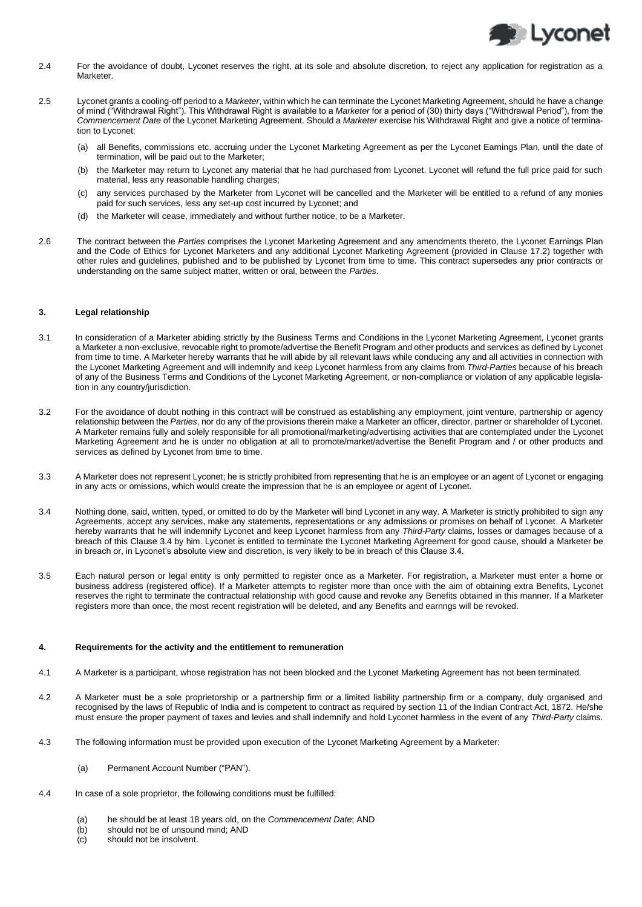2.4 For the avoidance of doubt, Lyconet reserves the right, at its sole and absolute discretion, to reject any application for registration as a Marketer.

2.5 Lyconet grants a cooling-off period to a *Marketer*, within which he can terminate the Lyconet Marketing Agreement, should he have a change of mind ("Withdrawal Right"). This Withdrawal Right is available to a *Marketer* for a period of (30) thirty days ("Withdrawal Period"), from the *Commencement Date* of the Lyconet Marketing Agreement. Should a *Marketer* exercise his Withdrawal Right and give a notice of termination to Lyconet:

(a) all Benefits, commissions etc. accruing under the Lyconet Marketing Agreement as per the Lyconet Earnings Plan, until the date of termination, will be paid out to the Marketer;

(b) the Marketer may return to Lyconet any material that he had purchased from Lyconet. Lyconet will refund the full price paid for such material, less any reasonable handling charges;

(c) any services purchased by the Marketer from Lyconet will be cancelled and the Marketer will be entitled to a refund of any monies paid for such services, less any set-up cost incurred by Lyconet; and

(d) the Marketer will cease, immediately and without further notice, to be a Marketer.

2.6 The contract between the *Parties* comprises the Lyconet Marketing Agreement and any amendments thereto, the Lyconet Earnings Plan and the Code of Ethics for Lyconet Marketers and any additional Lyconet Marketing Agreement (provided in Clause 17.2) together with other rules and guidelines, published and to be published by Lyconet from time to time. This contract supersedes any prior contracts or understanding on the same subject matter, written or oral, between the *Parties*.

## 3. Legal relationship

3.1 In consideration of a Marketer abiding strictly by the Business Terms and Conditions in the Lyconet Marketing Agreement, Lyconet grants a Marketer a non-exclusive, revocable right to promote/advertise the Benefit Program and other products and services as defined by Lyconet from time to time. A Marketer hereby warrants that he will abide by all relevant laws while conducing any and all activities in connection with the Lyconet Marketing Agreement and will indemnify and keep Lyconet harmless from any claims from *Third-Parties* because of his breach of any of the Business Terms and Conditions of the Lyconet Marketing Agreement, or non-compliance or violation of any applicable legislation in any country/jurisdiction.

3.2 For the avoidance of doubt nothing in this contract will be construed as establishing any employment, joint venture, partnership or agency relationship between the *Parties*, nor do any of the provisions therein make a Marketer an officer, director, partner or shareholder of Lyconet. A Marketer remains fully and solely responsible for all promotional/marketing/advertising activities that are contemplated under the Lyconet Marketing Agreement and he is under no obligation at all to promote/market/advertise the Benefit Program and / or other products and services as defined by Lyconet from time to time.

3.3 A Marketer does not represent Lyconet; he is strictly prohibited from representing that he is an employee or an agent of Lyconet or engaging in any acts or omissions, which would create the impression that he is an employee or agent of Lyconet.

3.4 Nothing done, said, written, typed, or omitted to do by the Marketer will bind Lyconet in any way. A Marketer is strictly prohibited to sign any Agreements, accept any services, make any statements, representations or any admissions or promises on behalf of Lyconet. A Marketer hereby warrants that he will indemnify Lyconet and keep Lyconet harmless from any *Third-Party* claims, losses or damages because of a breach of this Clause 3.4 by him. Lyconet is entitled to terminate the Lyconet Marketing Agreement for good cause, should a Marketer be in breach or, in Lyconet's absolute view and discretion, is very likely to be in breach of this Clause 3.4.

3.5 Each natural person or legal entity is only permitted to register once as a Marketer. For registration, a Marketer must enter a home or business address (registered office). If a Marketer attempts to register more than once with the aim of obtaining extra Benefits, Lyconet reserves the right to terminate the contractual relationship with good cause and revoke any Benefits obtained in this manner. If a Marketer registers more than once, the most recent registration will be deleted, and any Benefits and earnngs will be revoked.

## 4. Requirements for the activity and the entitlement to remuneration

4.1 A Marketer is a participant, whose registration has not been blocked and the Lyconet Marketing Agreement has not been terminated.

4.2 A Marketer must be a sole proprietorship or a partnership firm or a limited liability partnership firm or a company, duly organised and recognised by the laws of Republic of India and is competent to contract as required by section 11 of the Indian Contract Act, 1872. He/she must ensure the proper payment of taxes and levies and shall indemnify and hold Lyconet harmless in the event of any *Third-Party* claims.

4.3 The following information must be provided upon execution of the Lyconet Marketing Agreement by a Marketer:

(a) Permanent Account Number ("PAN").

4.4 In case of a sole proprietor, the following conditions must be fulfilled:

(a) he should be at least 18 years old, on the *Commencement Date*; AND
(b) should not be of unsound mind; AND
(c) should not be insolvent.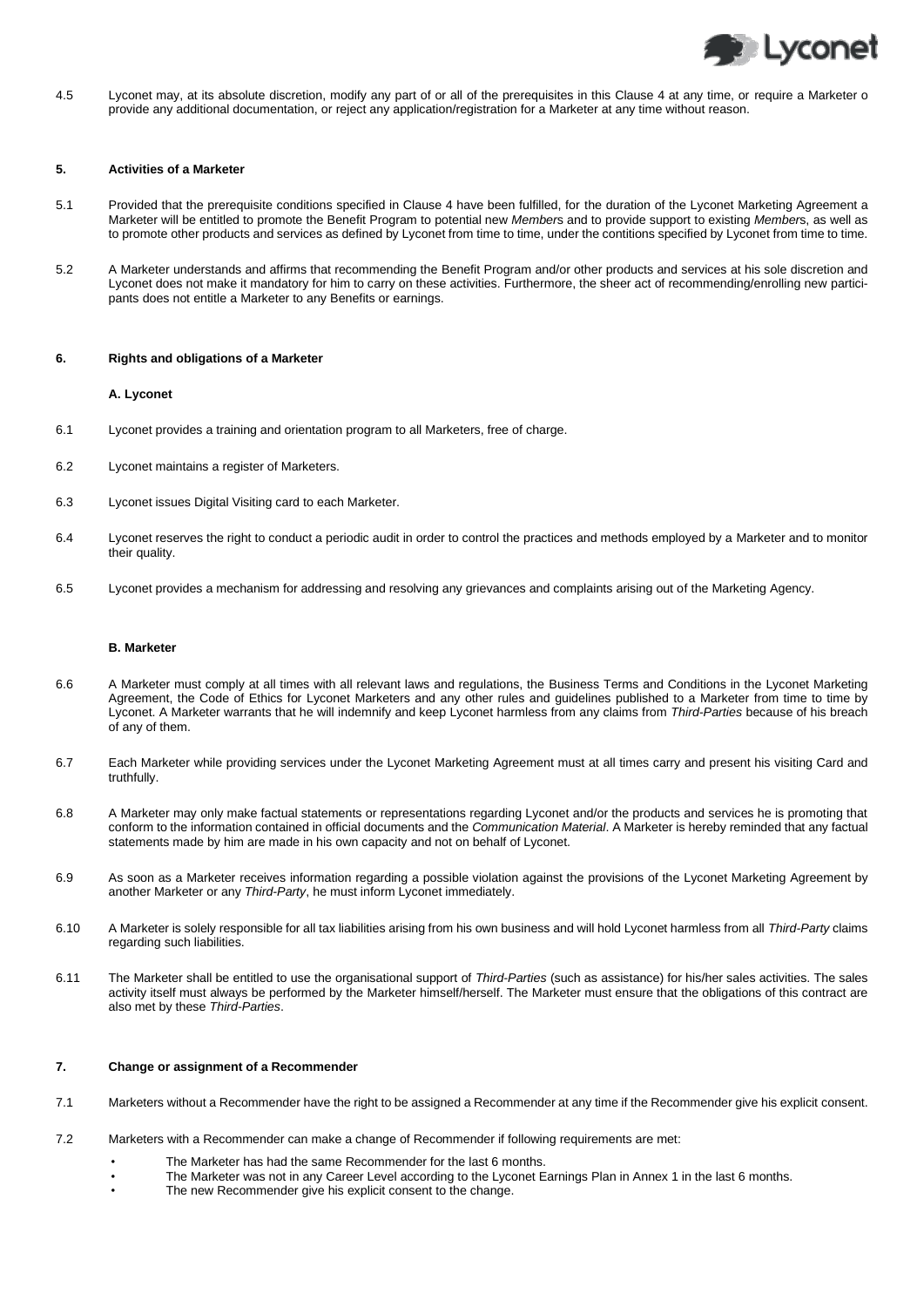4.5 Lyconet may, at its absolute discretion, modify any part of or all of the prerequisites in this Clause 4 at any time, or require a Marketer o provide any additional documentation, or reject any application/registration for a Marketer at any time without reason.

## 5. Activities of a Marketer

5.1 Provided that the prerequisite conditions specified in Clause 4 have been fulfilled, for the duration of the Lyconet Marketing Agreement a Marketer will be entitled to promote the Benefit Program to potential new *Member*s and to provide support to existing *Member*s, as well as to promote other products and services as defined by Lyconet from time to time, under the contitions specified by Lyconet from time to time.

5.2 A Marketer understands and affirms that recommending the Benefit Program and/or other products and services at his sole discretion and Lyconet does not make it mandatory for him to carry on these activities. Furthermore, the sheer act of recommending/enrolling new participants does not entitle a Marketer to any Benefits or earnings.

## 6. Rights and obligations of a Marketer

### A. Lyconet

6.1 Lyconet provides a training and orientation program to all Marketers, free of charge.

6.2 Lyconet maintains a register of Marketers.

6.3 Lyconet issues Digital Visiting card to each Marketer.

6.4 Lyconet reserves the right to conduct a periodic audit in order to control the practices and methods employed by a Marketer and to monitor their quality.

6.5 Lyconet provides a mechanism for addressing and resolving any grievances and complaints arising out of the Marketing Agency.

### B. Marketer

6.6 A Marketer must comply at all times with all relevant laws and regulations, the Business Terms and Conditions in the Lyconet Marketing Agreement, the Code of Ethics for Lyconet Marketers and any other rules and guidelines published to a Marketer from time to time by Lyconet. A Marketer warrants that he will indemnify and keep Lyconet harmless from any claims from *Third-Parties* because of his breach of any of them.

6.7 Each Marketer while providing services under the Lyconet Marketing Agreement must at all times carry and present his visiting Card and truthfully.

6.8 A Marketer may only make factual statements or representations regarding Lyconet and/or the products and services he is promoting that conform to the information contained in official documents and the *Communication Material*. A Marketer is hereby reminded that any factual statements made by him are made in his own capacity and not on behalf of Lyconet.

6.9 As soon as a Marketer receives information regarding a possible violation against the provisions of the Lyconet Marketing Agreement by another Marketer or any *Third-Party*, he must inform Lyconet immediately.

6.10 A Marketer is solely responsible for all tax liabilities arising from his own business and will hold Lyconet harmless from all *Third-Party* claims regarding such liabilities.

6.11 The Marketer shall be entitled to use the organisational support of *Third-Parties* (such as assistance) for his/her sales activities. The sales activity itself must always be performed by the Marketer himself/herself. The Marketer must ensure that the obligations of this contract are also met by these *Third-Parties*.

## 7. Change or assignment of a Recommender

7.1 Marketers without a Recommender have the right to be assigned a Recommender at any time if the Recommender give his explicit consent.

7.2 Marketers with a Recommender can make a change of Recommender if following requirements are met:

- The Marketer has had the same Recommender for the last 6 months.
- The Marketer was not in any Career Level according to the Lyconet Earnings Plan in Annex 1 in the last 6 months.
- The new Recommender give his explicit consent to the change.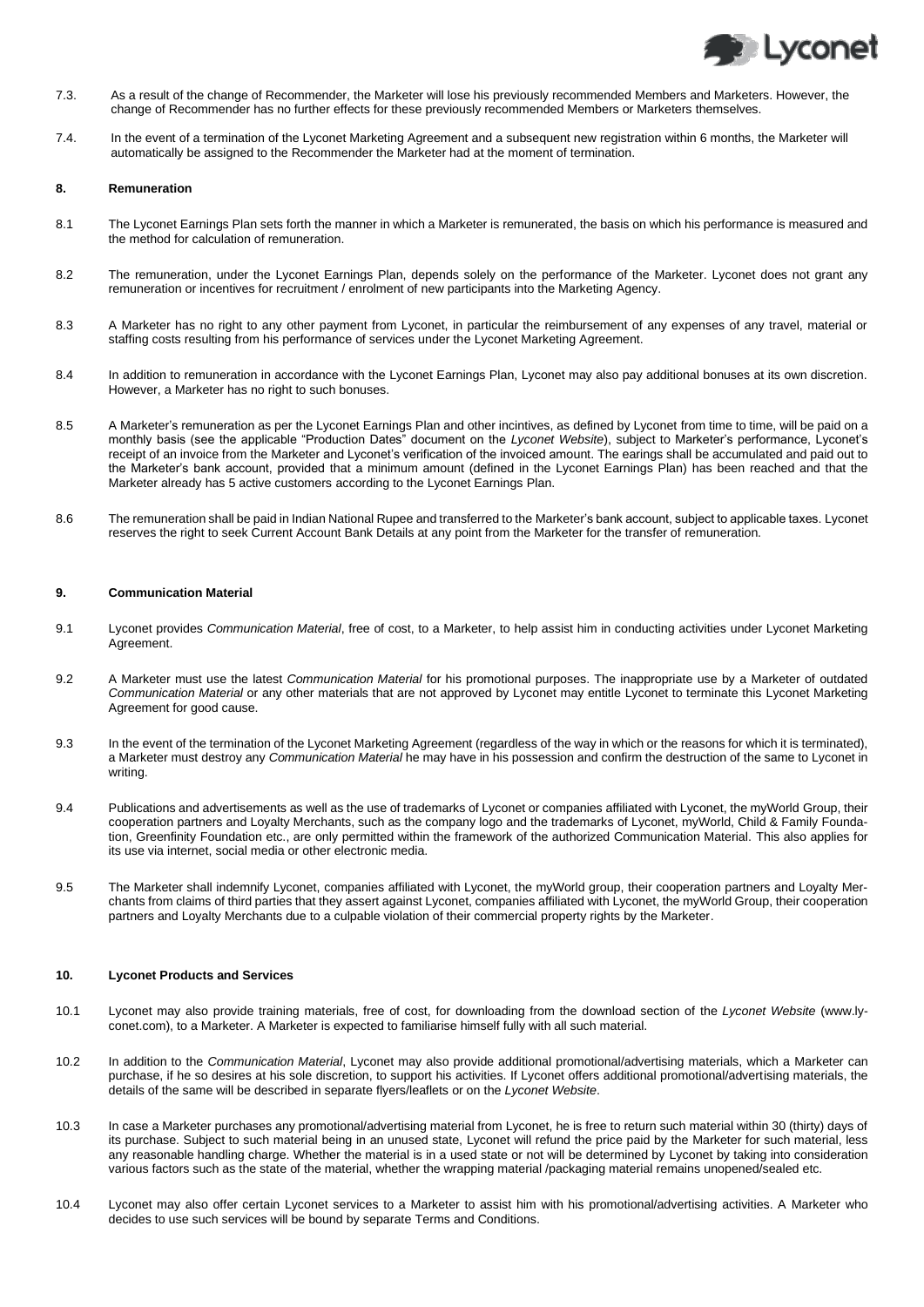7.3. As a result of the change of Recommender, the Marketer will lose his previously recommended Members and Marketers. However, the change of Recommender has no further effects for these previously recommended Members or Marketers themselves.

7.4. In the event of a termination of the Lyconet Marketing Agreement and a subsequent new registration within 6 months, the Marketer will automatically be assigned to the Recommender the Marketer had at the moment of termination.

## 8. Remuneration

8.1 The Lyconet Earnings Plan sets forth the manner in which a Marketer is remunerated, the basis on which his performance is measured and the method for calculation of remuneration.

8.2 The remuneration, under the Lyconet Earnings Plan, depends solely on the performance of the Marketer. Lyconet does not grant any remuneration or incentives for recruitment / enrolment of new participants into the Marketing Agency.

8.3 A Marketer has no right to any other payment from Lyconet, in particular the reimbursement of any expenses of any travel, material or staffing costs resulting from his performance of services under the Lyconet Marketing Agreement.

8.4 In addition to remuneration in accordance with the Lyconet Earnings Plan, Lyconet may also pay additional bonuses at its own discretion. However, a Marketer has no right to such bonuses.

8.5 A Marketer's remuneration as per the Lyconet Earnings Plan and other incintives, as defined by Lyconet from time to time, will be paid on a monthly basis (see the applicable "Production Dates" document on the *Lyconet Website*), subject to Marketer's performance, Lyconet's receipt of an invoice from the Marketer and Lyconet's verification of the invoiced amount. The earings shall be accumulated and paid out to the Marketer's bank account, provided that a minimum amount (defined in the Lyconet Earnings Plan) has been reached and that the Marketer already has 5 active customers according to the Lyconet Earnings Plan.

8.6 The remuneration shall be paid in Indian National Rupee and transferred to the Marketer's bank account, subject to applicable taxes. Lyconet reserves the right to seek Current Account Bank Details at any point from the Marketer for the transfer of remuneration.

## 9. Communication Material

9.1 Lyconet provides *Communication Material*, free of cost, to a Marketer, to help assist him in conducting activities under Lyconet Marketing Agreement.

9.2 A Marketer must use the latest *Communication Material* for his promotional purposes. The inappropriate use by a Marketer of outdated *Communication Material* or any other materials that are not approved by Lyconet may entitle Lyconet to terminate this Lyconet Marketing Agreement for good cause.

9.3 In the event of the termination of the Lyconet Marketing Agreement (regardless of the way in which or the reasons for which it is terminated), a Marketer must destroy any *Communication Material* he may have in his possession and confirm the destruction of the same to Lyconet in writing.

9.4 Publications and advertisements as well as the use of trademarks of Lyconet or companies affiliated with Lyconet, the myWorld Group, their cooperation partners and Loyalty Merchants, such as the company logo and the trademarks of Lyconet, myWorld, Child & Family Foundation, Greenfinity Foundation etc., are only permitted within the framework of the authorized Communication Material. This also applies for its use via internet, social media or other electronic media.

9.5 The Marketer shall indemnify Lyconet, companies affiliated with Lyconet, the myWorld group, their cooperation partners and Loyalty Merchants from claims of third parties that they assert against Lyconet, companies affiliated with Lyconet, the myWorld Group, their cooperation partners and Loyalty Merchants due to a culpable violation of their commercial property rights by the Marketer.

## 10. Lyconet Products and Services

10.1 Lyconet may also provide training materials, free of cost, for downloading from the download section of the *Lyconet Website* (www.lyconet.com), to a Marketer. A Marketer is expected to familiarise himself fully with all such material.

10.2 In addition to the *Communication Material*, Lyconet may also provide additional promotional/advertising materials, which a Marketer can purchase, if he so desires at his sole discretion, to support his activities. If Lyconet offers additional promotional/advertising materials, the details of the same will be described in separate flyers/leaflets or on the *Lyconet Website*.

10.3 In case a Marketer purchases any promotional/advertising material from Lyconet, he is free to return such material within 30 (thirty) days of its purchase. Subject to such material being in an unused state, Lyconet will refund the price paid by the Marketer for such material, less any reasonable handling charge. Whether the material is in a used state or not will be determined by Lyconet by taking into consideration various factors such as the state of the material, whether the wrapping material /packaging material remains unopened/sealed etc.

10.4 Lyconet may also offer certain Lyconet services to a Marketer to assist him with his promotional/advertising activities. A Marketer who decides to use such services will be bound by separate Terms and Conditions.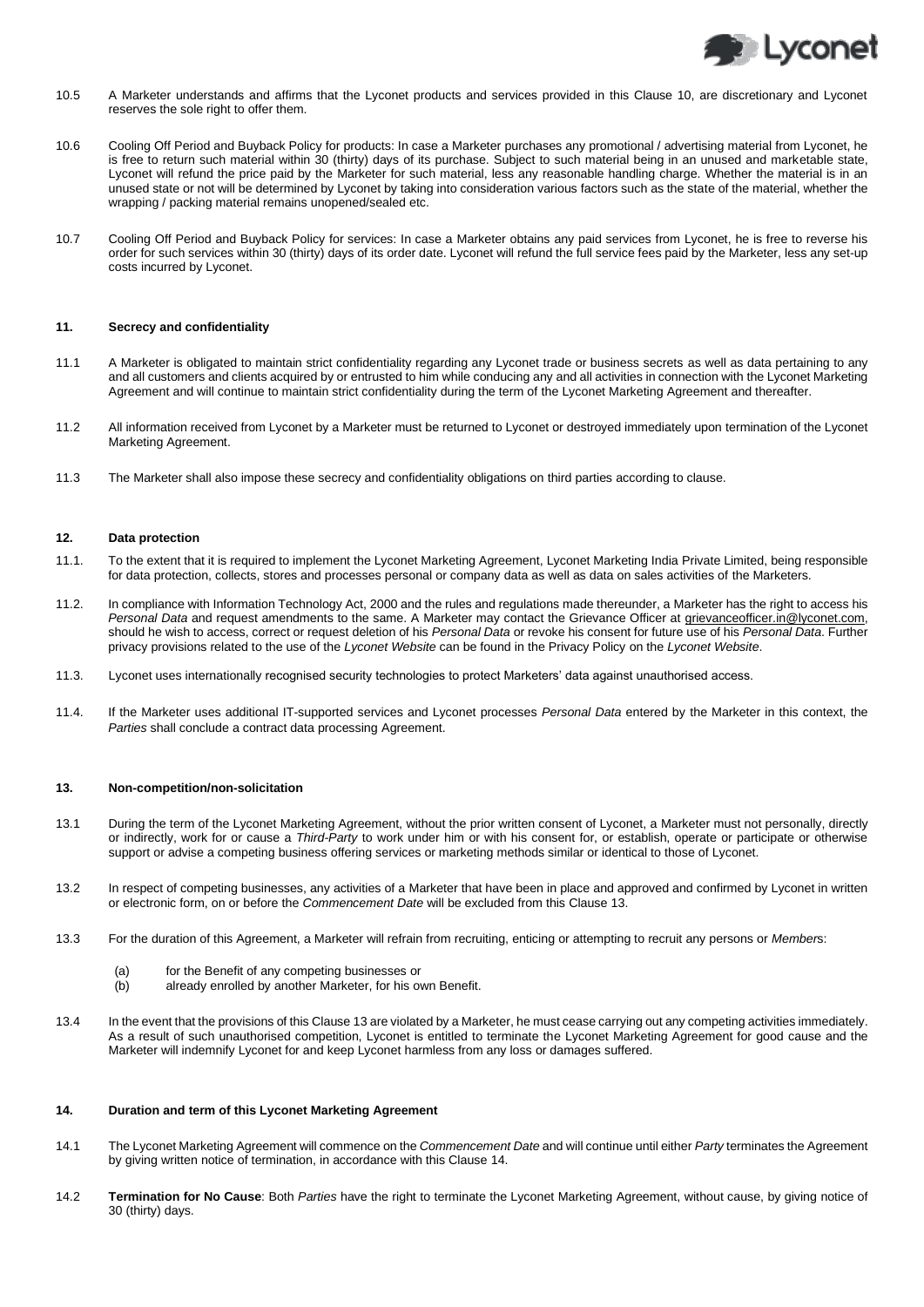10.5 A Marketer understands and affirms that the Lyconet products and services provided in this Clause 10, are discretionary and Lyconet reserves the sole right to offer them.

10.6 Cooling Off Period and Buyback Policy for products: In case a Marketer purchases any promotional / advertising material from Lyconet, he is free to return such material within 30 (thirty) days of its purchase. Subject to such material being in an unused and marketable state, Lyconet will refund the price paid by the Marketer for such material, less any reasonable handling charge. Whether the material is in an unused state or not will be determined by Lyconet by taking into consideration various factors such as the state of the material, whether the wrapping / packing material remains unopened/sealed etc.

10.7 Cooling Off Period and Buyback Policy for services: In case a Marketer obtains any paid services from Lyconet, he is free to reverse his order for such services within 30 (thirty) days of its order date. Lyconet will refund the full service fees paid by the Marketer, less any set-up costs incurred by Lyconet.

## 11. Secrecy and confidentiality

11.1 A Marketer is obligated to maintain strict confidentiality regarding any Lyconet trade or business secrets as well as data pertaining to any and all customers and clients acquired by or entrusted to him while conducing any and all activities in connection with the Lyconet Marketing Agreement and will continue to maintain strict confidentiality during the term of the Lyconet Marketing Agreement and thereafter.

11.2 All information received from Lyconet by a Marketer must be returned to Lyconet or destroyed immediately upon termination of the Lyconet Marketing Agreement.

11.3 The Marketer shall also impose these secrecy and confidentiality obligations on third parties according to clause.

## 12. Data protection

11.1. To the extent that it is required to implement the Lyconet Marketing Agreement, Lyconet Marketing India Private Limited, being responsible for data protection, collects, stores and processes personal or company data as well as data on sales activities of the Marketers.

11.2. In compliance with Information Technology Act, 2000 and the rules and regulations made thereunder, a Marketer has the right to access his *Personal Data* and request amendments to the same. A Marketer may contact the Grievance Officer at grievanceofficer.in@lyconet.com, should he wish to access, correct or request deletion of his *Personal Data* or revoke his consent for future use of his *Personal Data*. Further privacy provisions related to the use of the *Lyconet Website* can be found in the Privacy Policy on the *Lyconet Website*.

11.3. Lyconet uses internationally recognised security technologies to protect Marketers' data against unauthorised access.

11.4. If the Marketer uses additional IT-supported services and Lyconet processes *Personal Data* entered by the Marketer in this context, the *Parties* shall conclude a contract data processing Agreement.

## 13. Non-competition/non-solicitation

13.1 During the term of the Lyconet Marketing Agreement, without the prior written consent of Lyconet, a Marketer must not personally, directly or indirectly, work for or cause a *Third-Party* to work under him or with his consent for, or establish, operate or participate or otherwise support or advise a competing business offering services or marketing methods similar or identical to those of Lyconet.

13.2 In respect of competing businesses, any activities of a Marketer that have been in place and approved and confirmed by Lyconet in written or electronic form, on or before the *Commencement Date* will be excluded from this Clause 13.

13.3 For the duration of this Agreement, a Marketer will refrain from recruiting, enticing or attempting to recruit any persons or *Member*s:

(a) for the Benefit of any competing businesses or
(b) already enrolled by another Marketer, for his own Benefit.

13.4 In the event that the provisions of this Clause 13 are violated by a Marketer, he must cease carrying out any competing activities immediately. As a result of such unauthorised competition, Lyconet is entitled to terminate the Lyconet Marketing Agreement for good cause and the Marketer will indemnify Lyconet for and keep Lyconet harmless from any loss or damages suffered.

## 14. Duration and term of this Lyconet Marketing Agreement

14.1 The Lyconet Marketing Agreement will commence on the *Commencement Date* and will continue until either *Party* terminates the Agreement by giving written notice of termination, in accordance with this Clause 14.

14.2 **Termination for No Cause**: Both *Parties* have the right to terminate the Lyconet Marketing Agreement, without cause, by giving notice of 30 (thirty) days.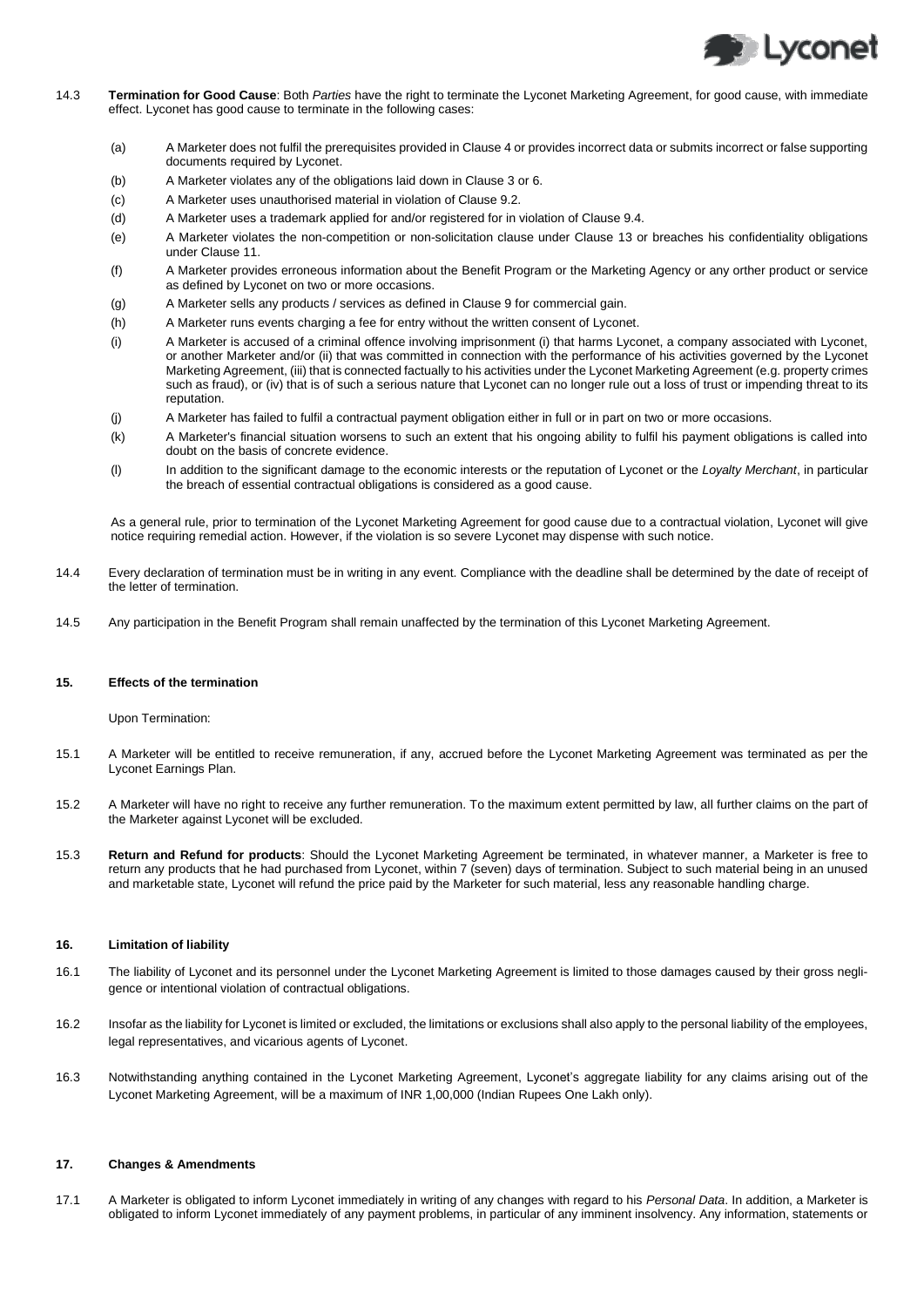14.3 **Termination for Good Cause**: Both *Parties* have the right to terminate the Lyconet Marketing Agreement, for good cause, with immediate effect. Lyconet has good cause to terminate in the following cases:

(a) A Marketer does not fulfil the prerequisites provided in Clause 4 or provides incorrect data or submits incorrect or false supporting documents required by Lyconet.

(b) A Marketer violates any of the obligations laid down in Clause 3 or 6.

(c) A Marketer uses unauthorised material in violation of Clause 9.2.

(d) A Marketer uses a trademark applied for and/or registered for in violation of Clause 9.4.

(e) A Marketer violates the non-competition or non-solicitation clause under Clause 13 or breaches his confidentiality obligations under Clause 11.

(f) A Marketer provides erroneous information about the Benefit Program or the Marketing Agency or any orther product or service as defined by Lyconet on two or more occasions.

(g) A Marketer sells any products / services as defined in Clause 9 for commercial gain.

(h) A Marketer runs events charging a fee for entry without the written consent of Lyconet.

(i) A Marketer is accused of a criminal offence involving imprisonment (i) that harms Lyconet, a company associated with Lyconet, or another Marketer and/or (ii) that was committed in connection with the performance of his activities governed by the Lyconet Marketing Agreement, (iii) that is connected factually to his activities under the Lyconet Marketing Agreement (e.g. property crimes such as fraud), or (iv) that is of such a serious nature that Lyconet can no longer rule out a loss of trust or impending threat to its reputation.

(j) A Marketer has failed to fulfil a contractual payment obligation either in full or in part on two or more occasions.

(k) A Marketer's financial situation worsens to such an extent that his ongoing ability to fulfil his payment obligations is called into doubt on the basis of concrete evidence.

(l) In addition to the significant damage to the economic interests or the reputation of Lyconet or the *Loyalty Merchant*, in particular the breach of essential contractual obligations is considered as a good cause.

As a general rule, prior to termination of the Lyconet Marketing Agreement for good cause due to a contractual violation, Lyconet will give notice requiring remedial action. However, if the violation is so severe Lyconet may dispense with such notice.

14.4 Every declaration of termination must be in writing in any event. Compliance with the deadline shall be determined by the date of receipt of the letter of termination.

14.5 Any participation in the Benefit Program shall remain unaffected by the termination of this Lyconet Marketing Agreement.

## 15. Effects of the termination

Upon Termination:

15.1 A Marketer will be entitled to receive remuneration, if any, accrued before the Lyconet Marketing Agreement was terminated as per the Lyconet Earnings Plan.

15.2 A Marketer will have no right to receive any further remuneration. To the maximum extent permitted by law, all further claims on the part of the Marketer against Lyconet will be excluded.

15.3 **Return and Refund for products**: Should the Lyconet Marketing Agreement be terminated, in whatever manner, a Marketer is free to return any products that he had purchased from Lyconet, within 7 (seven) days of termination. Subject to such material being in an unused and marketable state, Lyconet will refund the price paid by the Marketer for such material, less any reasonable handling charge.

## 16. Limitation of liability

16.1 The liability of Lyconet and its personnel under the Lyconet Marketing Agreement is limited to those damages caused by their gross negligence or intentional violation of contractual obligations.

16.2 Insofar as the liability for Lyconet is limited or excluded, the limitations or exclusions shall also apply to the personal liability of the employees, legal representatives, and vicarious agents of Lyconet.

16.3 Notwithstanding anything contained in the Lyconet Marketing Agreement, Lyconet's aggregate liability for any claims arising out of the Lyconet Marketing Agreement, will be a maximum of INR 1,00,000 (Indian Rupees One Lakh only).

## 17. Changes & Amendments

17.1 A Marketer is obligated to inform Lyconet immediately in writing of any changes with regard to his *Personal Data*. In addition, a Marketer is obligated to inform Lyconet immediately of any payment problems, in particular of any imminent insolvency. Any information, statements or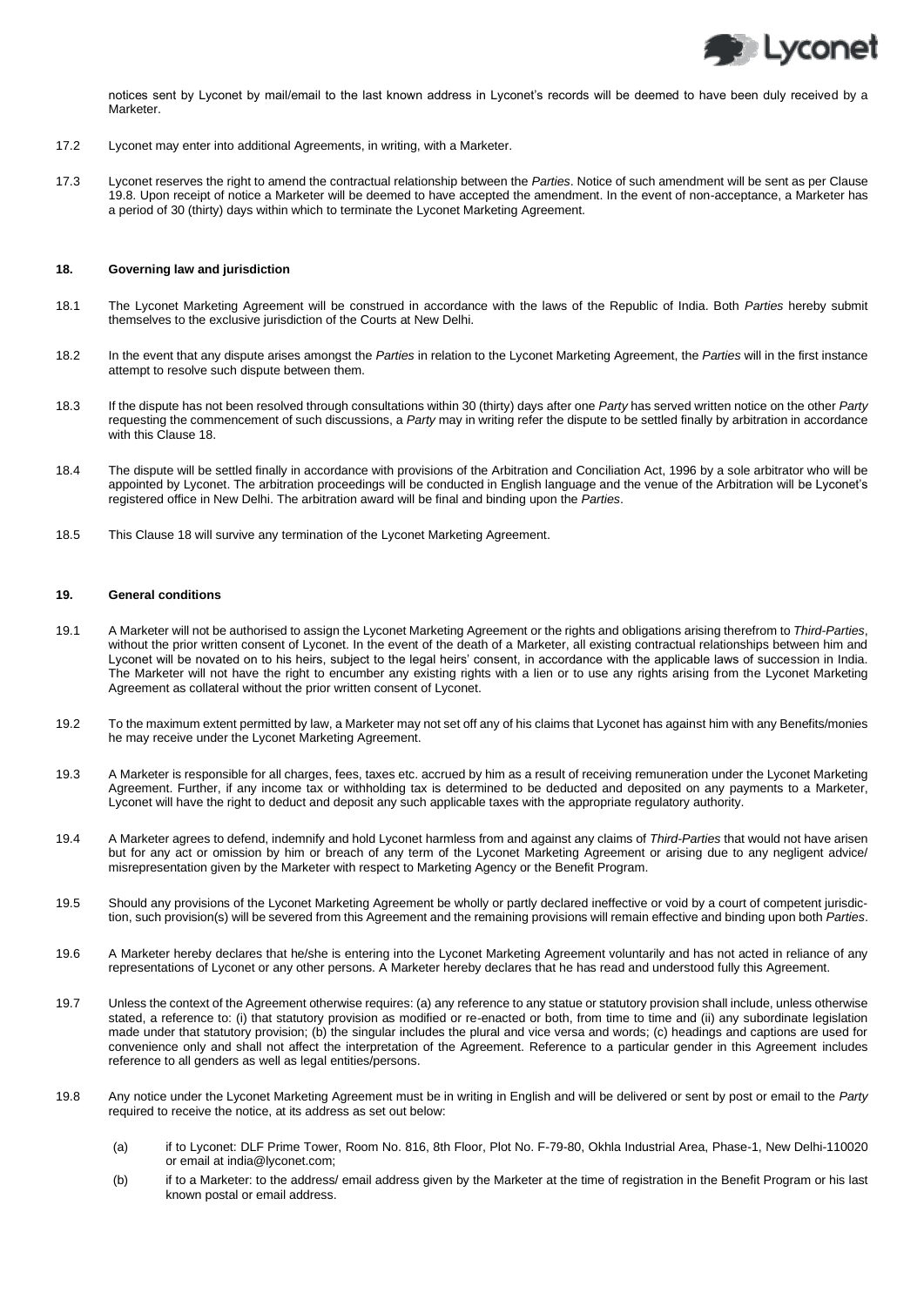notices sent by Lyconet by mail/email to the last known address in Lyconet's records will be deemed to have been duly received by a Marketer.

17.2 Lyconet may enter into additional Agreements, in writing, with a Marketer.

17.3 Lyconet reserves the right to amend the contractual relationship between the *Parties*. Notice of such amendment will be sent as per Clause 19.8. Upon receipt of notice a Marketer will be deemed to have accepted the amendment. In the event of non-acceptance, a Marketer has a period of 30 (thirty) days within which to terminate the Lyconet Marketing Agreement.

## 18. Governing law and jurisdiction

18.1 The Lyconet Marketing Agreement will be construed in accordance with the laws of the Republic of India. Both *Parties* hereby submit themselves to the exclusive jurisdiction of the Courts at New Delhi.

18.2 In the event that any dispute arises amongst the *Parties* in relation to the Lyconet Marketing Agreement, the *Parties* will in the first instance attempt to resolve such dispute between them.

18.3 If the dispute has not been resolved through consultations within 30 (thirty) days after one *Party* has served written notice on the other *Party* requesting the commencement of such discussions, a *Party* may in writing refer the dispute to be settled finally by arbitration in accordance with this Clause 18.

18.4 The dispute will be settled finally in accordance with provisions of the Arbitration and Conciliation Act, 1996 by a sole arbitrator who will be appointed by Lyconet. The arbitration proceedings will be conducted in English language and the venue of the Arbitration will be Lyconet's registered office in New Delhi. The arbitration award will be final and binding upon the *Parties*.

18.5 This Clause 18 will survive any termination of the Lyconet Marketing Agreement.

## 19. General conditions

19.1 A Marketer will not be authorised to assign the Lyconet Marketing Agreement or the rights and obligations arising therefrom to *Third-Parties*, without the prior written consent of Lyconet. In the event of the death of a Marketer, all existing contractual relationships between him and Lyconet will be novated on to his heirs, subject to the legal heirs' consent, in accordance with the applicable laws of succession in India. The Marketer will not have the right to encumber any existing rights with a lien or to use any rights arising from the Lyconet Marketing Agreement as collateral without the prior written consent of Lyconet.

19.2 To the maximum extent permitted by law, a Marketer may not set off any of his claims that Lyconet has against him with any Benefits/monies he may receive under the Lyconet Marketing Agreement.

19.3 A Marketer is responsible for all charges, fees, taxes etc. accrued by him as a result of receiving remuneration under the Lyconet Marketing Agreement. Further, if any income tax or withholding tax is determined to be deducted and deposited on any payments to a Marketer, Lyconet will have the right to deduct and deposit any such applicable taxes with the appropriate regulatory authority.

19.4 A Marketer agrees to defend, indemnify and hold Lyconet harmless from and against any claims of *Third-Parties* that would not have arisen but for any act or omission by him or breach of any term of the Lyconet Marketing Agreement or arising due to any negligent advice/ misrepresentation given by the Marketer with respect to Marketing Agency or the Benefit Program.

19.5 Should any provisions of the Lyconet Marketing Agreement be wholly or partly declared ineffective or void by a court of competent jurisdiction, such provision(s) will be severed from this Agreement and the remaining provisions will remain effective and binding upon both *Parties*.

19.6 A Marketer hereby declares that he/she is entering into the Lyconet Marketing Agreement voluntarily and has not acted in reliance of any representations of Lyconet or any other persons. A Marketer hereby declares that he has read and understood fully this Agreement.

19.7 Unless the context of the Agreement otherwise requires: (a) any reference to any statue or statutory provision shall include, unless otherwise stated, a reference to: (i) that statutory provision as modified or re-enacted or both, from time to time and (ii) any subordinate legislation made under that statutory provision; (b) the singular includes the plural and vice versa and words; (c) headings and captions are used for convenience only and shall not affect the interpretation of the Agreement. Reference to a particular gender in this Agreement includes reference to all genders as well as legal entities/persons.

19.8 Any notice under the Lyconet Marketing Agreement must be in writing in English and will be delivered or sent by post or email to the *Party* required to receive the notice, at its address as set out below:

(a) if to Lyconet: DLF Prime Tower, Room No. 816, 8th Floor, Plot No. F-79-80, Okhla Industrial Area, Phase-1, New Delhi-110020 or email at india@lyconet.com;

(b) if to a Marketer: to the address/ email address given by the Marketer at the time of registration in the Benefit Program or his last known postal or email address.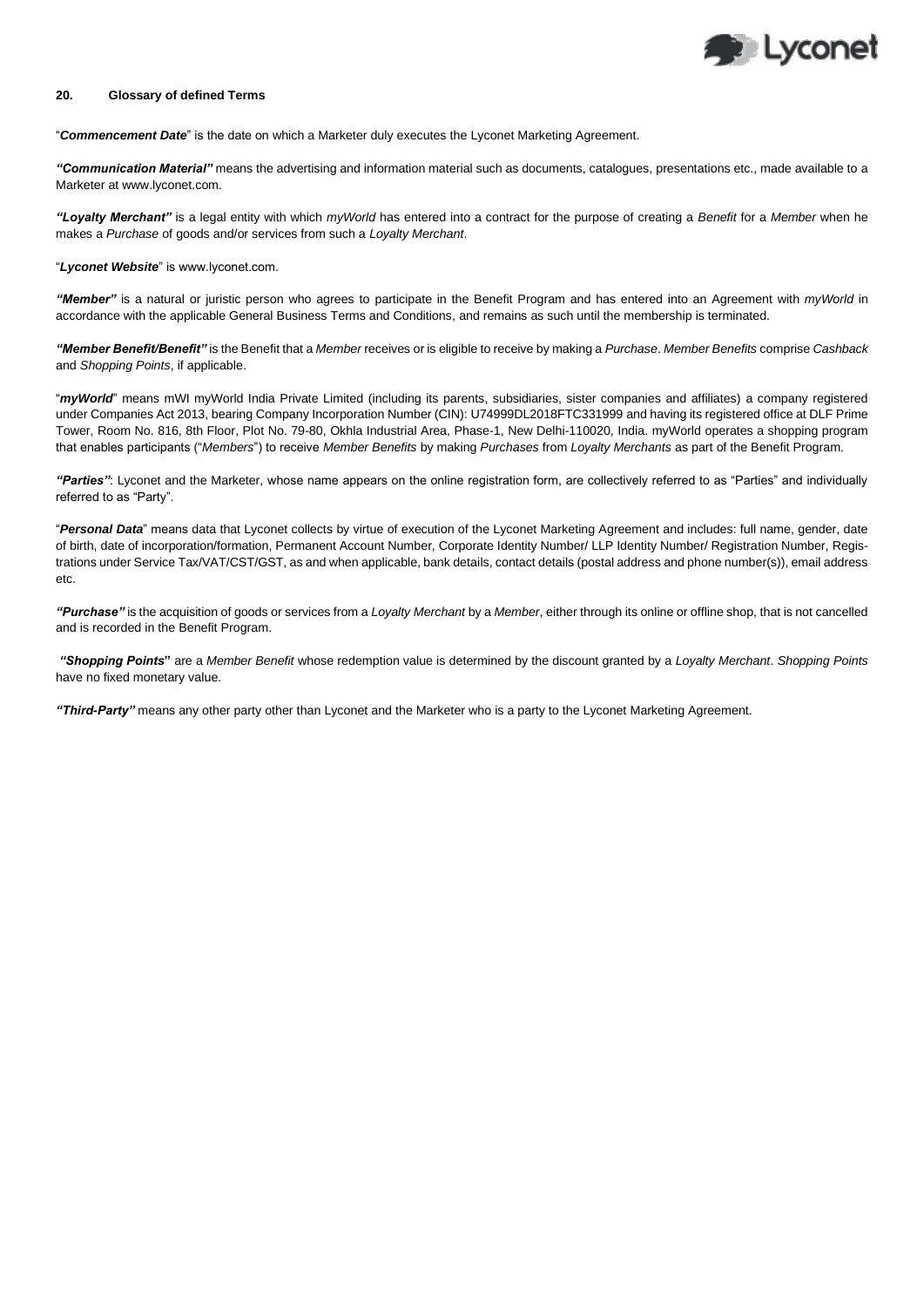## 20. Glossary of defined Terms

"***Commencement Date***" is the date on which a Marketer duly executes the Lyconet Marketing Agreement.

***"Communication Material"*** means the advertising and information material such as documents, catalogues, presentations etc., made available to a Marketer at www.lyconet.com.

***"Loyalty Merchant"*** is a legal entity with which *myWorld* has entered into a contract for the purpose of creating a *Benefit* for a *Member* when he makes a *Purchase* of goods and/or services from such a *Loyalty Merchant*.

"***Lyconet Website***" is www.lyconet.com.

***"Member"*** is a natural or juristic person who agrees to participate in the Benefit Program and has entered into an Agreement with *myWorld* in accordance with the applicable General Business Terms and Conditions, and remains as such until the membership is terminated.

***"Member Benefit/Benefit"*** is the Benefit that a *Member* receives or is eligible to receive by making a *Purchase*. *Member Benefits* comprise *Cashback* and *Shopping Points*, if applicable.

"***myWorld***" means mWI myWorld India Private Limited (including its parents, subsidiaries, sister companies and affiliates) a company registered under Companies Act 2013, bearing Company Incorporation Number (CIN): U74999DL2018FTC331999 and having its registered office at DLF Prime Tower, Room No. 816, 8th Floor, Plot No. 79-80, Okhla Industrial Area, Phase-1, New Delhi-110020, India. myWorld operates a shopping program that enables participants ("*Members*") to receive *Member Benefits* by making *Purchases* from *Loyalty Merchants* as part of the Benefit Program.

***"Parties"***: Lyconet and the Marketer, whose name appears on the online registration form, are collectively referred to as "Parties" and individually referred to as "Party".

"***Personal Data***" means data that Lyconet collects by virtue of execution of the Lyconet Marketing Agreement and includes: full name, gender, date of birth, date of incorporation/formation, Permanent Account Number, Corporate Identity Number/ LLP Identity Number/ Registration Number, Registrations under Service Tax/VAT/CST/GST, as and when applicable, bank details, contact details (postal address and phone number(s)), email address etc.

***"Purchase"*** is the acquisition of goods or services from a *Loyalty Merchant* by a *Member*, either through its online or offline shop, that is not cancelled and is recorded in the Benefit Program.

***"Shopping Points"*** are a *Member Benefit* whose redemption value is determined by the discount granted by a *Loyalty Merchant*. *Shopping Points* have no fixed monetary value.

***"Third-Party"*** means any other party other than Lyconet and the Marketer who is a party to the Lyconet Marketing Agreement.